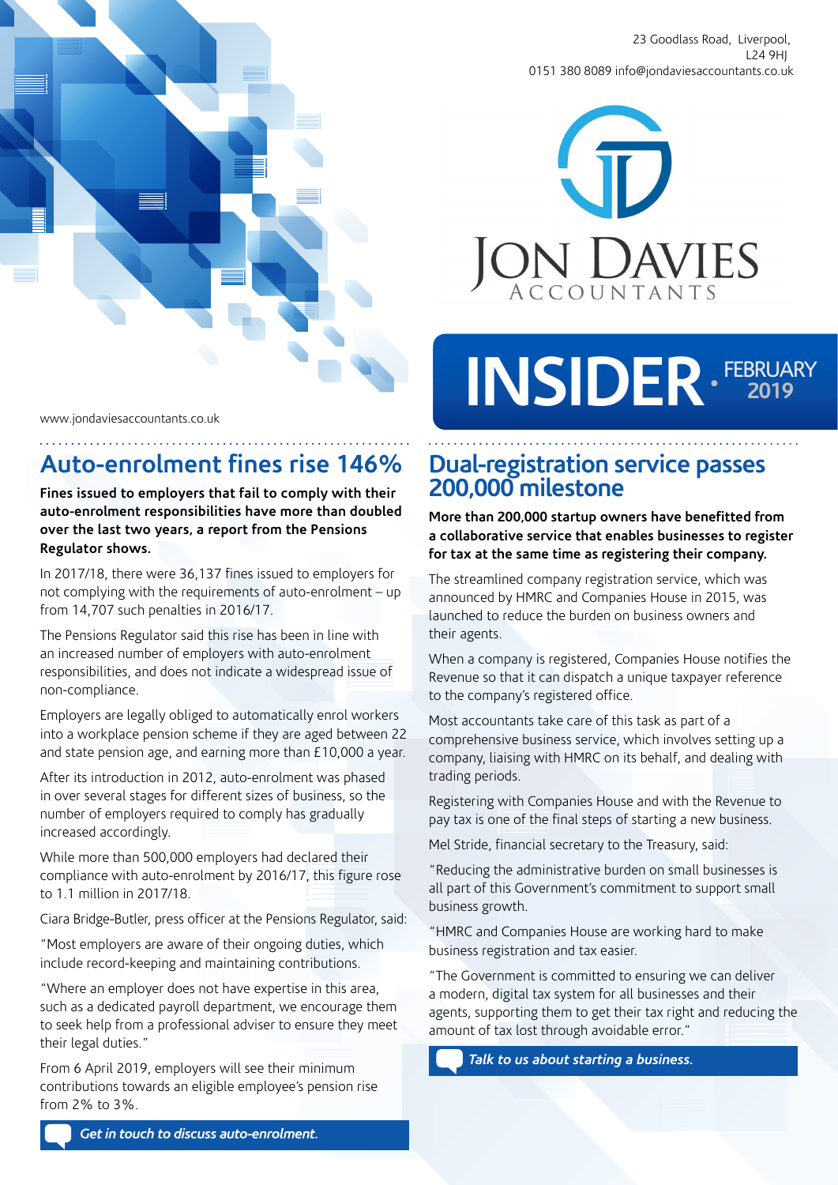23 Goodlass Road, Liverpool, L24 9HJ
0151 380 8089 info@jondaviesaccountants.co.uk

JON DAVIES ACCOUNTANTS

# INSIDER · FEBRUARY 2019

www.jondaviesaccountants.co.uk

## Auto-enrolment fines rise 146%

**Fines issued to employers that fail to comply with their auto-enrolment responsibilities have more than doubled over the last two years, a report from the Pensions Regulator shows.**

In 2017/18, there were 36,137 fines issued to employers for not complying with the requirements of auto-enrolment – up from 14,707 such penalties in 2016/17.

The Pensions Regulator said this rise has been in line with an increased number of employers with auto-enrolment responsibilities, and does not indicate a widespread issue of non-compliance.

Employers are legally obliged to automatically enrol workers into a workplace pension scheme if they are aged between 22 and state pension age, and earning more than £10,000 a year.

After its introduction in 2012, auto-enrolment was phased in over several stages for different sizes of business, so the number of employers required to comply has gradually increased accordingly.

While more than 500,000 employers had declared their compliance with auto-enrolment by 2016/17, this figure rose to 1.1 million in 2017/18.

Ciara Bridge-Butler, press officer at the Pensions Regulator, said:

"Most employers are aware of their ongoing duties, which include record-keeping and maintaining contributions.

"Where an employer does not have expertise in this area, such as a dedicated payroll department, we encourage them to seek help from a professional adviser to ensure they meet their legal duties."

From 6 April 2019, employers will see their minimum contributions towards an eligible employee's pension rise from 2% to 3%.

***Get in touch to discuss auto-enrolment.***

## Dual-registration service passes 200,000 milestone

**More than 200,000 startup owners have benefitted from a collaborative service that enables businesses to register for tax at the same time as registering their company.**

The streamlined company registration service, which was announced by HMRC and Companies House in 2015, was launched to reduce the burden on business owners and their agents.

When a company is registered, Companies House notifies the Revenue so that it can dispatch a unique taxpayer reference to the company's registered office.

Most accountants take care of this task as part of a comprehensive business service, which involves setting up a company, liaising with HMRC on its behalf, and dealing with trading periods.

Registering with Companies House and with the Revenue to pay tax is one of the final steps of starting a new business.

Mel Stride, financial secretary to the Treasury, said:

"Reducing the administrative burden on small businesses is all part of this Government's commitment to support small business growth.

"HMRC and Companies House are working hard to make business registration and tax easier.

"The Government is committed to ensuring we can deliver a modern, digital tax system for all businesses and their agents, supporting them to get their tax right and reducing the amount of tax lost through avoidable error."

***Talk to us about starting a business.***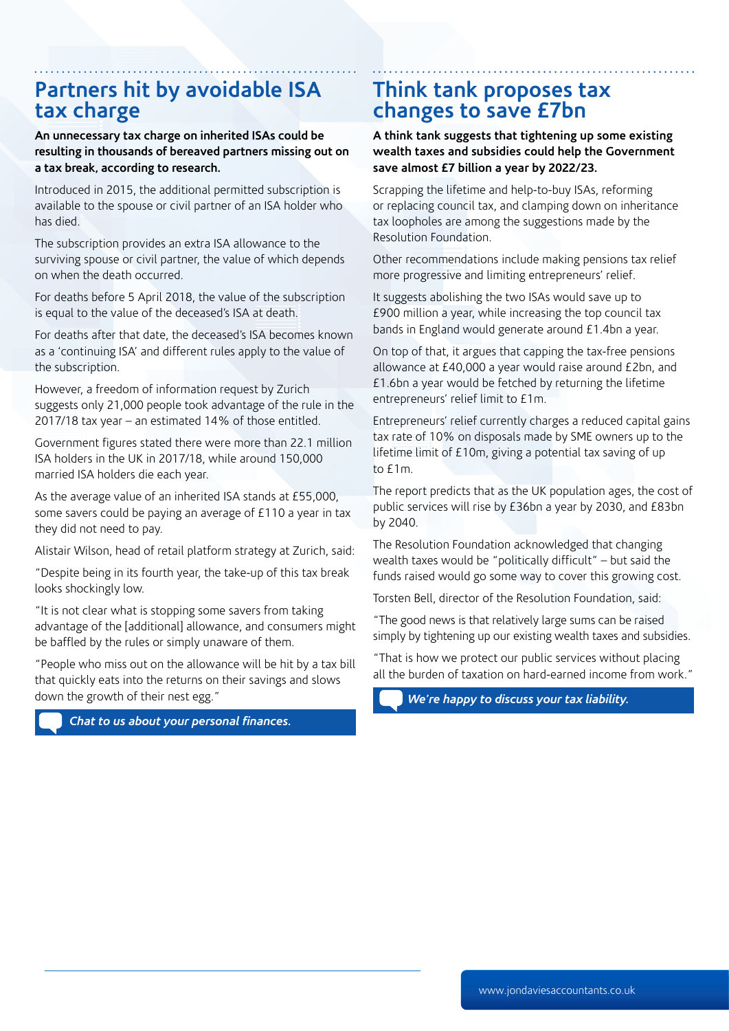## Partners hit by avoidable ISA tax charge

**An unnecessary tax charge on inherited ISAs could be resulting in thousands of bereaved partners missing out on a tax break, according to research.**

Introduced in 2015, the additional permitted subscription is available to the spouse or civil partner of an ISA holder who has died.

The subscription provides an extra ISA allowance to the surviving spouse or civil partner, the value of which depends on when the death occurred.

For deaths before 5 April 2018, the value of the subscription is equal to the value of the deceased's ISA at death.

For deaths after that date, the deceased's ISA becomes known as a 'continuing ISA' and different rules apply to the value of the subscription.

However, a freedom of information request by Zurich suggests only 21,000 people took advantage of the rule in the 2017/18 tax year – an estimated 14% of those entitled.

Government figures stated there were more than 22.1 million ISA holders in the UK in 2017/18, while around 150,000 married ISA holders die each year.

As the average value of an inherited ISA stands at £55,000, some savers could be paying an average of £110 a year in tax they did not need to pay.

Alistair Wilson, head of retail platform strategy at Zurich, said:

"Despite being in its fourth year, the take-up of this tax break looks shockingly low.

"It is not clear what is stopping some savers from taking advantage of the [additional] allowance, and consumers might be baffled by the rules or simply unaware of them.

"People who miss out on the allowance will be hit by a tax bill that quickly eats into the returns on their savings and slows down the growth of their nest egg."

*Chat to us about your personal finances.*

## Think tank proposes tax changes to save £7bn

**A think tank suggests that tightening up some existing wealth taxes and subsidies could help the Government save almost £7 billion a year by 2022/23.**

Scrapping the lifetime and help-to-buy ISAs, reforming or replacing council tax, and clamping down on inheritance tax loopholes are among the suggestions made by the Resolution Foundation.

Other recommendations include making pensions tax relief more progressive and limiting entrepreneurs' relief.

It suggests abolishing the two ISAs would save up to £900 million a year, while increasing the top council tax bands in England would generate around £1.4bn a year.

On top of that, it argues that capping the tax-free pensions allowance at £40,000 a year would raise around £2bn, and £1.6bn a year would be fetched by returning the lifetime entrepreneurs' relief limit to £1m.

Entrepreneurs' relief currently charges a reduced capital gains tax rate of 10% on disposals made by SME owners up to the lifetime limit of £10m, giving a potential tax saving of up to £1m.

The report predicts that as the UK population ages, the cost of public services will rise by £36bn a year by 2030, and £83bn by 2040.

The Resolution Foundation acknowledged that changing wealth taxes would be "politically difficult" – but said the funds raised would go some way to cover this growing cost.

Torsten Bell, director of the Resolution Foundation, said:

"The good news is that relatively large sums can be raised simply by tightening up our existing wealth taxes and subsidies.

"That is how we protect our public services without placing all the burden of taxation on hard-earned income from work."

*We're happy to discuss your tax liability.*